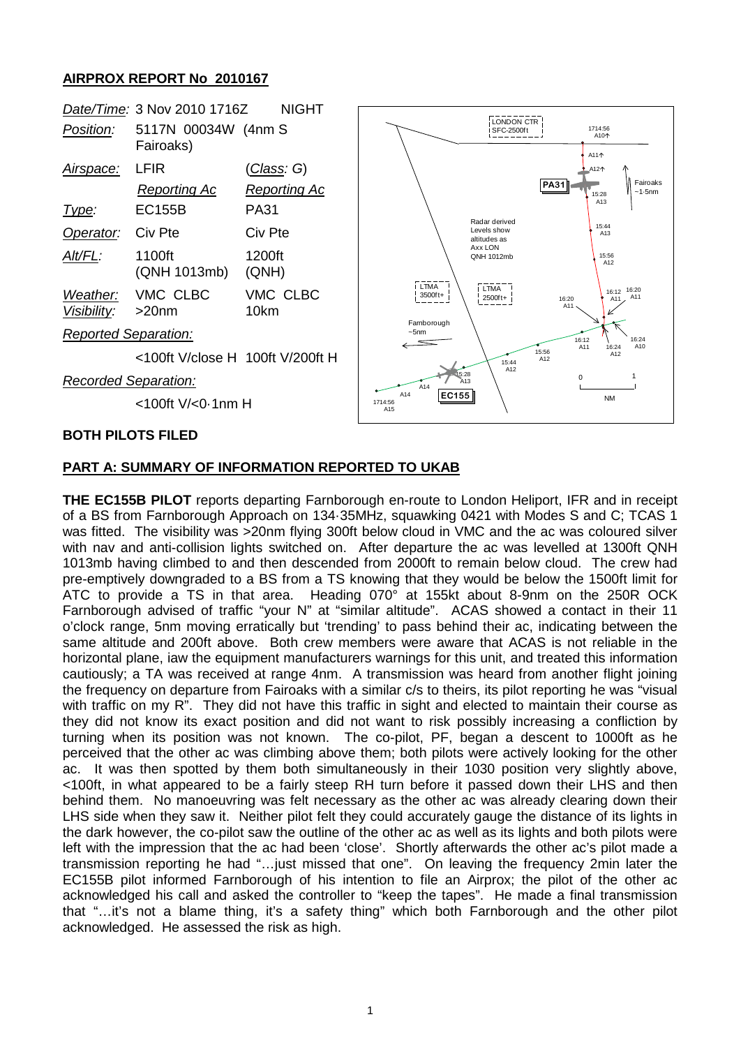# AIRPROX REPORT No 2010167

| | | |
|---|---|---|
| *Date/Time:* | 3 Nov 2010 1716Z | NIGHT |
| *Position:* | 5117N 00034W (4nm S Fairoaks) | |
| *Airspace:* | LFIR | (*Class:* G) |
| | *Reporting Ac* | *Reporting Ac* |
| *Type:* | EC155B | PA31 |
| *Operator:* | Civ Pte | Civ Pte |
| *Alt/FL:* | 1100ft (QNH 1013mb) | 1200ft (QNH) |
| *Weather:* | VMC CLBC | VMC CLBC |
| *Visibility:* | >20nm | 10km |
| *Reported Separation:* | | |
| | <100ft V/close H | 100ft V/200ft H |
| *Recorded Separation:* | | |
| | <100ft V/<0·1nm H | |

## BOTH PILOTS FILED

## PART A: SUMMARY OF INFORMATION REPORTED TO UKAB

**THE EC155B PILOT** reports departing Farnborough en-route to London Heliport, IFR and in receipt of a BS from Farnborough Approach on 134·35MHz, squawking 0421 with Modes S and C; TCAS 1 was fitted. The visibility was >20nm flying 300ft below cloud in VMC and the ac was coloured silver with nav and anti-collision lights switched on. After departure the ac was levelled at 1300ft QNH 1013mb having climbed to and then descended from 2000ft to remain below cloud. The crew had pre-emptively downgraded to a BS from a TS knowing that they would be below the 1500ft limit for ATC to provide a TS in that area. Heading 070° at 155kt about 8-9nm on the 250R OCK Farnborough advised of traffic "your N" at "similar altitude". ACAS showed a contact in their 11 o'clock range, 5nm moving erratically but 'trending' to pass behind their ac, indicating between the same altitude and 200ft above. Both crew members were aware that ACAS is not reliable in the horizontal plane, iaw the equipment manufacturers warnings for this unit, and treated this information cautiously; a TA was received at range 4nm. A transmission was heard from another flight joining the frequency on departure from Fairoaks with a similar c/s to theirs, its pilot reporting he was "visual with traffic on my R". They did not have this traffic in sight and elected to maintain their course as they did not know its exact position and did not want to risk possibly increasing a confliction by turning when its position was not known. The co-pilot, PF, began a descent to 1000ft as he perceived that the other ac was climbing above them; both pilots were actively looking for the other ac. It was then spotted by them both simultaneously in their 1030 position very slightly above, <100ft, in what appeared to be a fairly steep RH turn before it passed down their LHS and then behind them. No manoeuvring was felt necessary as the other ac was already clearing down their LHS side when they saw it. Neither pilot felt they could accurately gauge the distance of its lights in the dark however, the co-pilot saw the outline of the other ac as well as its lights and both pilots were left with the impression that the ac had been 'close'. Shortly afterwards the other ac's pilot made a transmission reporting he had "…just missed that one". On leaving the frequency 2min later the EC155B pilot informed Farnborough of his intention to file an Airprox; the pilot of the other ac acknowledged his call and asked the controller to "keep the tapes". He made a final transmission that "…it's not a blame thing, it's a safety thing" which both Farnborough and the other pilot acknowledged. He assessed the risk as high.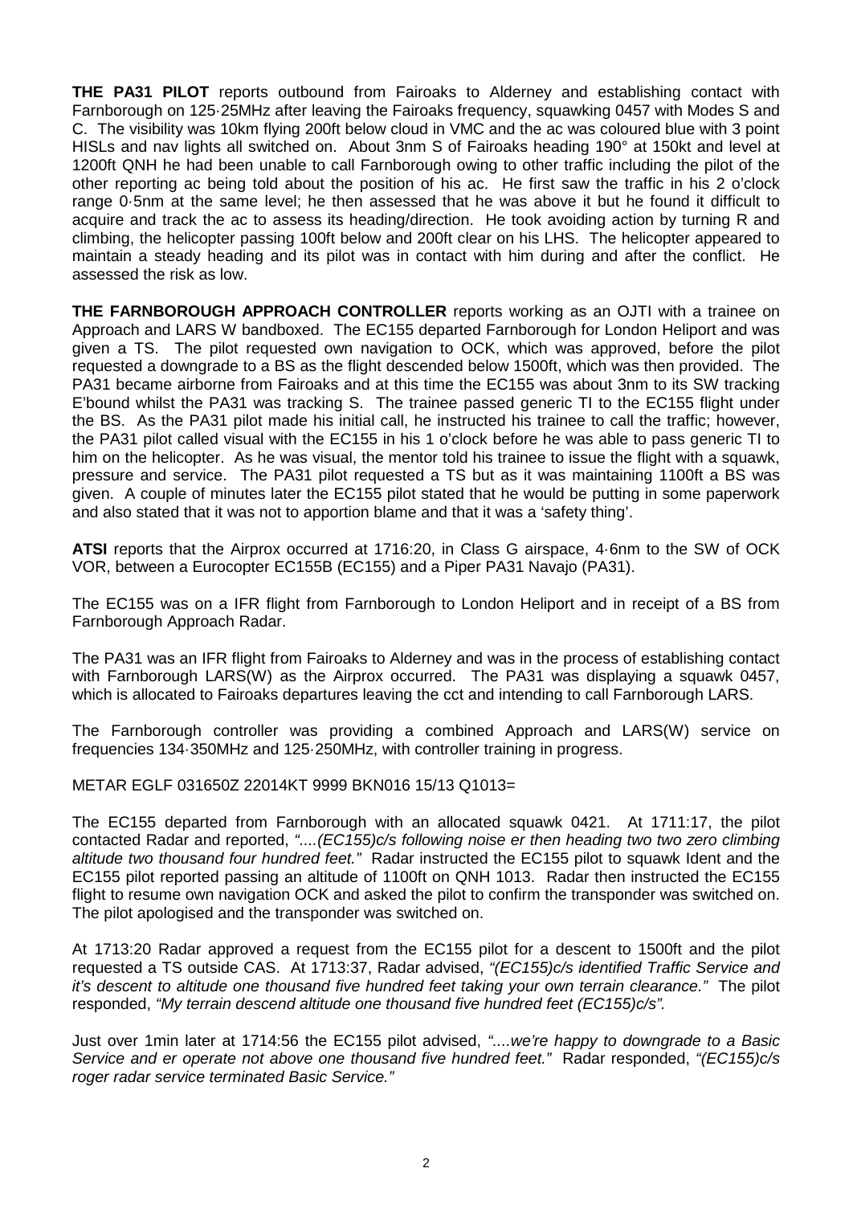**THE PA31 PILOT** reports outbound from Fairoaks to Alderney and establishing contact with Farnborough on 125·25MHz after leaving the Fairoaks frequency, squawking 0457 with Modes S and C. The visibility was 10km flying 200ft below cloud in VMC and the ac was coloured blue with 3 point HISLs and nav lights all switched on. About 3nm S of Fairoaks heading 190° at 150kt and level at 1200ft QNH he had been unable to call Farnborough owing to other traffic including the pilot of the other reporting ac being told about the position of his ac. He first saw the traffic in his 2 o'clock range 0·5nm at the same level; he then assessed that he was above it but he found it difficult to acquire and track the ac to assess its heading/direction. He took avoiding action by turning R and climbing, the helicopter passing 100ft below and 200ft clear on his LHS. The helicopter appeared to maintain a steady heading and its pilot was in contact with him during and after the conflict. He assessed the risk as low.

**THE FARNBOROUGH APPROACH CONTROLLER** reports working as an OJTI with a trainee on Approach and LARS W bandboxed. The EC155 departed Farnborough for London Heliport and was given a TS. The pilot requested own navigation to OCK, which was approved, before the pilot requested a downgrade to a BS as the flight descended below 1500ft, which was then provided. The PA31 became airborne from Fairoaks and at this time the EC155 was about 3nm to its SW tracking E'bound whilst the PA31 was tracking S. The trainee passed generic TI to the EC155 flight under the BS. As the PA31 pilot made his initial call, he instructed his trainee to call the traffic; however, the PA31 pilot called visual with the EC155 in his 1 o'clock before he was able to pass generic TI to him on the helicopter. As he was visual, the mentor told his trainee to issue the flight with a squawk, pressure and service. The PA31 pilot requested a TS but as it was maintaining 1100ft a BS was given. A couple of minutes later the EC155 pilot stated that he would be putting in some paperwork and also stated that it was not to apportion blame and that it was a 'safety thing'.

**ATSI** reports that the Airprox occurred at 1716:20, in Class G airspace, 4·6nm to the SW of OCK VOR, between a Eurocopter EC155B (EC155) and a Piper PA31 Navajo (PA31).

The EC155 was on a IFR flight from Farnborough to London Heliport and in receipt of a BS from Farnborough Approach Radar.

The PA31 was an IFR flight from Fairoaks to Alderney and was in the process of establishing contact with Farnborough LARS(W) as the Airprox occurred. The PA31 was displaying a squawk 0457, which is allocated to Fairoaks departures leaving the cct and intending to call Farnborough LARS.

The Farnborough controller was providing a combined Approach and LARS(W) service on frequencies 134·350MHz and 125·250MHz, with controller training in progress.

METAR EGLF 031650Z 22014KT 9999 BKN016 15/13 Q1013=

The EC155 departed from Farnborough with an allocated squawk 0421. At 1711:17, the pilot contacted Radar and reported, *"....(EC155)c/s following noise er then heading two two zero climbing altitude two thousand four hundred feet."* Radar instructed the EC155 pilot to squawk Ident and the EC155 pilot reported passing an altitude of 1100ft on QNH 1013. Radar then instructed the EC155 flight to resume own navigation OCK and asked the pilot to confirm the transponder was switched on. The pilot apologised and the transponder was switched on.

At 1713:20 Radar approved a request from the EC155 pilot for a descent to 1500ft and the pilot requested a TS outside CAS. At 1713:37, Radar advised, *"(EC155)c/s identified Traffic Service and it's descent to altitude one thousand five hundred feet taking your own terrain clearance."* The pilot responded, *"My terrain descend altitude one thousand five hundred feet (EC155)c/s".*

Just over 1min later at 1714:56 the EC155 pilot advised, *"....we're happy to downgrade to a Basic Service and er operate not above one thousand five hundred feet."* Radar responded, *"(EC155)c/s roger radar service terminated Basic Service."*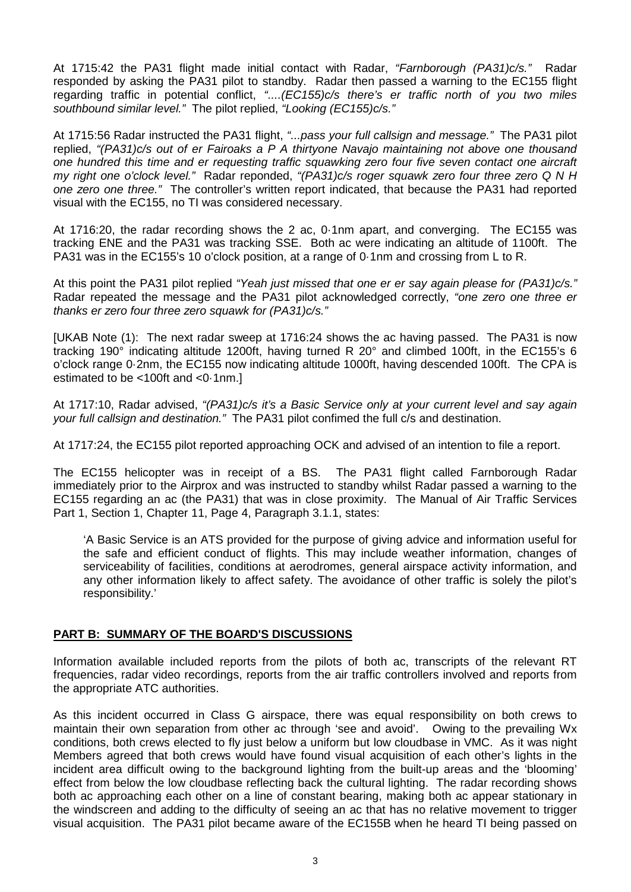At 1715:42 the PA31 flight made initial contact with Radar, *"Farnborough (PA31)c/s."* Radar responded by asking the PA31 pilot to standby. Radar then passed a warning to the EC155 flight regarding traffic in potential conflict, *"....(EC155)c/s there's er traffic north of you two miles southbound similar level."* The pilot replied, *"Looking (EC155)c/s."*

At 1715:56 Radar instructed the PA31 flight, *"...pass your full callsign and message."* The PA31 pilot replied, *"(PA31)c/s out of er Fairoaks a P A thirtyone Navajo maintaining not above one thousand one hundred this time and er requesting traffic squawking zero four five seven contact one aircraft my right one o'clock level."* Radar reponded, *"(PA31)c/s roger squawk zero four three zero Q N H one zero one three."* The controller's written report indicated, that because the PA31 had reported visual with the EC155, no TI was considered necessary.

At 1716:20, the radar recording shows the 2 ac, 0·1nm apart, and converging. The EC155 was tracking ENE and the PA31 was tracking SSE. Both ac were indicating an altitude of 1100ft. The PA31 was in the EC155's 10 o'clock position, at a range of 0·1nm and crossing from L to R.

At this point the PA31 pilot replied *"Yeah just missed that one er er say again please for (PA31)c/s."* Radar repeated the message and the PA31 pilot acknowledged correctly, *"one zero one three er thanks er zero four three zero squawk for (PA31)c/s."*

[UKAB Note (1): The next radar sweep at 1716:24 shows the ac having passed. The PA31 is now tracking 190° indicating altitude 1200ft, having turned R 20° and climbed 100ft, in the EC155's 6 o'clock range 0·2nm, the EC155 now indicating altitude 1000ft, having descended 100ft. The CPA is estimated to be <100ft and <0·1nm.]

At 1717:10, Radar advised, *"(PA31)c/s it's a Basic Service only at your current level and say again your full callsign and destination."* The PA31 pilot confimed the full c/s and destination.

At 1717:24, the EC155 pilot reported approaching OCK and advised of an intention to file a report.

The EC155 helicopter was in receipt of a BS. The PA31 flight called Farnborough Radar immediately prior to the Airprox and was instructed to standby whilst Radar passed a warning to the EC155 regarding an ac (the PA31) that was in close proximity. The Manual of Air Traffic Services Part 1, Section 1, Chapter 11, Page 4, Paragraph 3.1.1, states:

> 'A Basic Service is an ATS provided for the purpose of giving advice and information useful for the safe and efficient conduct of flights. This may include weather information, changes of serviceability of facilities, conditions at aerodromes, general airspace activity information, and any other information likely to affect safety. The avoidance of other traffic is solely the pilot's responsibility.'

## PART B: SUMMARY OF THE BOARD'S DISCUSSIONS

Information available included reports from the pilots of both ac, transcripts of the relevant RT frequencies, radar video recordings, reports from the air traffic controllers involved and reports from the appropriate ATC authorities.

As this incident occurred in Class G airspace, there was equal responsibility on both crews to maintain their own separation from other ac through 'see and avoid'. Owing to the prevailing Wx conditions, both crews elected to fly just below a uniform but low cloudbase in VMC. As it was night Members agreed that both crews would have found visual acquisition of each other's lights in the incident area difficult owing to the background lighting from the built-up areas and the 'blooming' effect from below the low cloudbase reflecting back the cultural lighting. The radar recording shows both ac approaching each other on a line of constant bearing, making both ac appear stationary in the windscreen and adding to the difficulty of seeing an ac that has no relative movement to trigger visual acquisition. The PA31 pilot became aware of the EC155B when he heard TI being passed on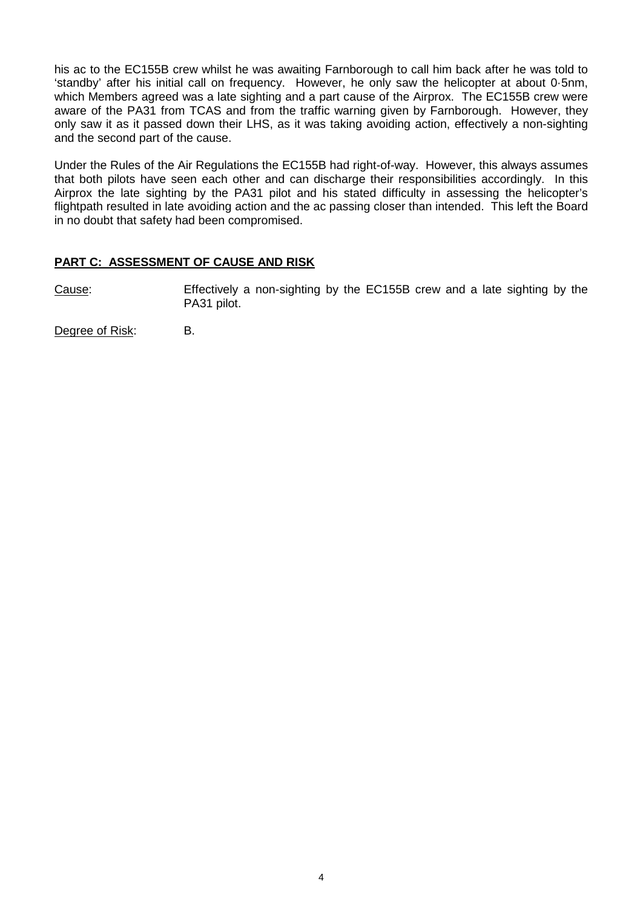his ac to the EC155B crew whilst he was awaiting Farnborough to call him back after he was told to 'standby' after his initial call on frequency. However, he only saw the helicopter at about 0·5nm, which Members agreed was a late sighting and a part cause of the Airprox. The EC155B crew were aware of the PA31 from TCAS and from the traffic warning given by Farnborough. However, they only saw it as it passed down their LHS, as it was taking avoiding action, effectively a non-sighting and the second part of the cause.

Under the Rules of the Air Regulations the EC155B had right-of-way. However, this always assumes that both pilots have seen each other and can discharge their responsibilities accordingly. In this Airprox the late sighting by the PA31 pilot and his stated difficulty in assessing the helicopter's flightpath resulted in late avoiding action and the ac passing closer than intended. This left the Board in no doubt that safety had been compromised.

## PART C: ASSESSMENT OF CAUSE AND RISK

Cause: Effectively a non-sighting by the EC155B crew and a late sighting by the PA31 pilot.

Degree of Risk: B.